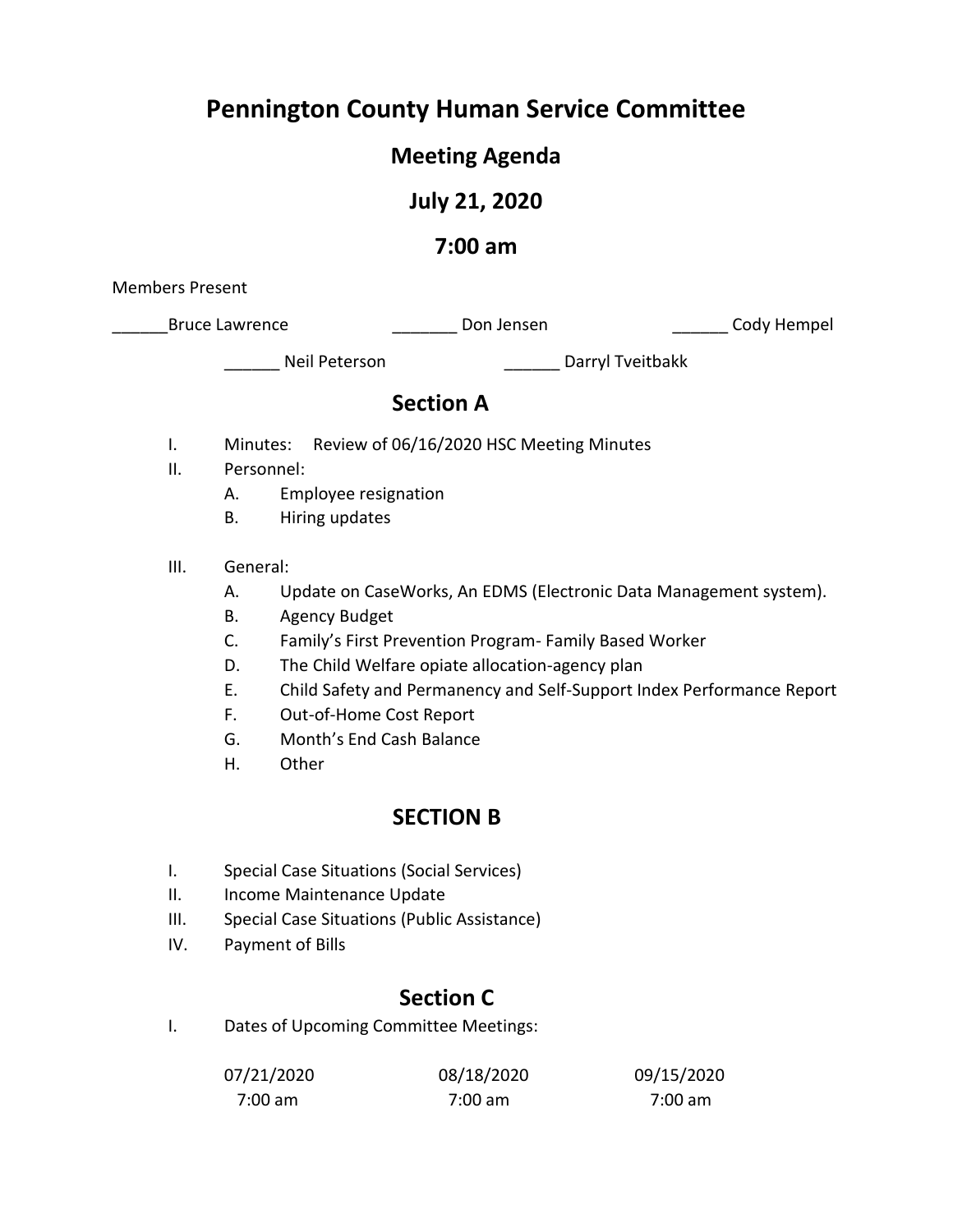# Pennington County Human Service Committee

## Meeting Agenda

## July 21, 2020

## 7:00 am

Members Present

______Bruce Lawrence _______ Don Jensen ______ Cody Hempel

______ Neil Peterson ______ Darryl Tveitbakk

## Section A

I. Minutes: Review of 06/16/2020 HSC Meeting Minutes

II. Personnel:
   - A. Employee resignation
   - B. Hiring updates

III. General:
   - A. Update on CaseWorks, An EDMS (Electronic Data Management system).
   - B. Agency Budget
   - C. Family's First Prevention Program- Family Based Worker
   - D. The Child Welfare opiate allocation-agency plan
   - E. Child Safety and Permanency and Self-Support Index Performance Report
   - F. Out-of-Home Cost Report
   - G. Month's End Cash Balance
   - H. Other

## SECTION B

I. Special Case Situations (Social Services)

II. Income Maintenance Update

III. Special Case Situations (Public Assistance)

IV. Payment of Bills

## Section C

I. Dates of Upcoming Committee Meetings:

| 07/21/2020 | 08/18/2020 | 09/15/2020 |
|---|---|---|
| 7:00 am | 7:00 am | 7:00 am |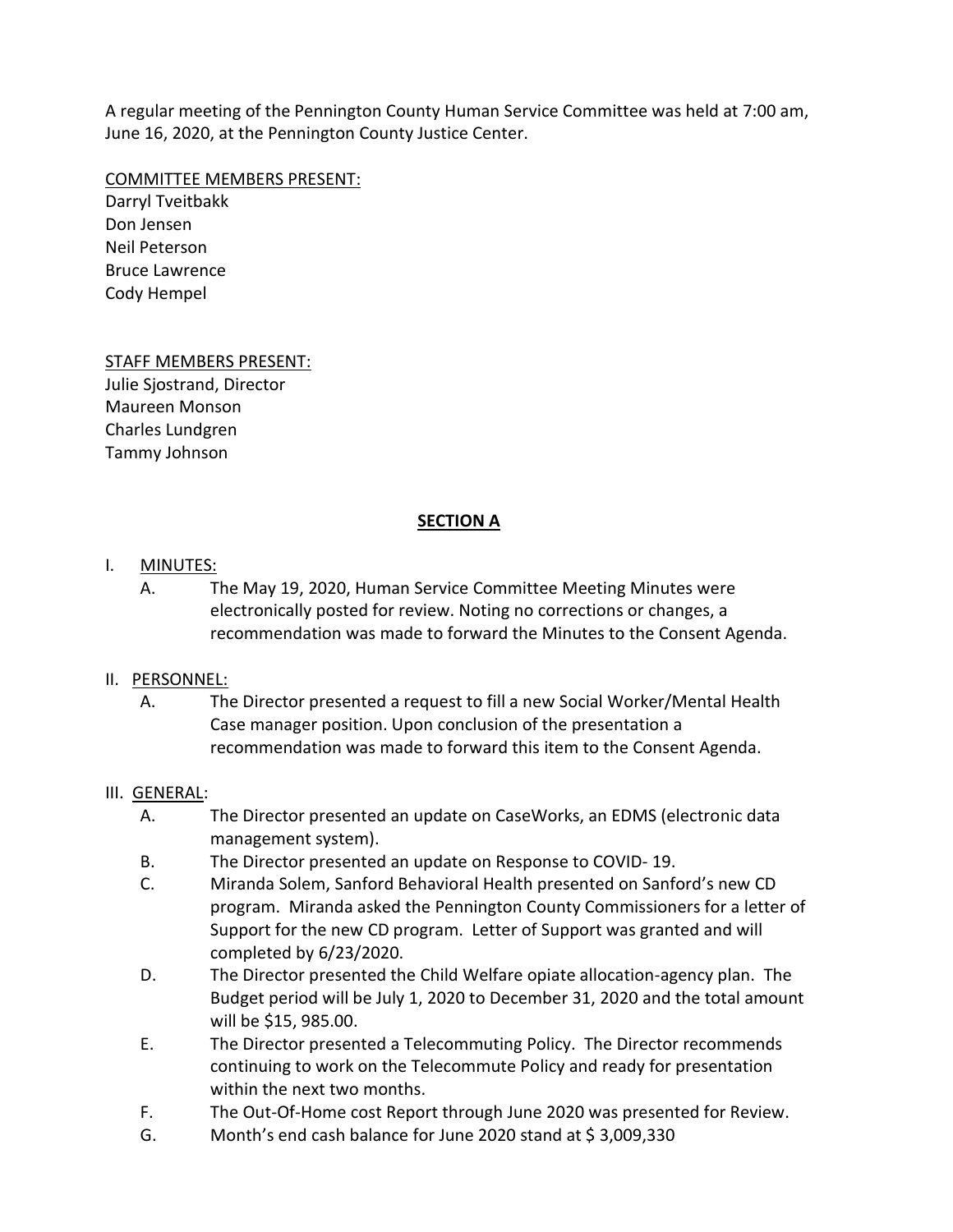A regular meeting of the Pennington County Human Service Committee was held at 7:00 am, June 16, 2020, at the Pennington County Justice Center.

<u>COMMITTEE MEMBERS PRESENT:</u>
Darryl Tveitbakk
Don Jensen
Neil Peterson
Bruce Lawrence
Cody Hempel

<u>STAFF MEMBERS PRESENT:</u>
Julie Sjostrand, Director
Maureen Monson
Charles Lundgren
Tammy Johnson

## **<u>SECTION A</u>**

I. <u>MINUTES:</u>

A. The May 19, 2020, Human Service Committee Meeting Minutes were electronically posted for review. Noting no corrections or changes, a recommendation was made to forward the Minutes to the Consent Agenda.

II. <u>PERSONNEL:</u>

A. The Director presented a request to fill a new Social Worker/Mental Health Case manager position. Upon conclusion of the presentation a recommendation was made to forward this item to the Consent Agenda.

III. <u>GENERAL</u>:

A. The Director presented an update on CaseWorks, an EDMS (electronic data management system).

B. The Director presented an update on Response to COVID- 19.

C. Miranda Solem, Sanford Behavioral Health presented on Sanford's new CD program. Miranda asked the Pennington County Commissioners for a letter of Support for the new CD program. Letter of Support was granted and will completed by 6/23/2020.

D. The Director presented the Child Welfare opiate allocation-agency plan. The Budget period will be July 1, 2020 to December 31, 2020 and the total amount will be $15, 985.00.

E. The Director presented a Telecommuting Policy. The Director recommends continuing to work on the Telecommute Policy and ready for presentation within the next two months.

F. The Out-Of-Home cost Report through June 2020 was presented for Review.

G. Month's end cash balance for June 2020 stand at $ 3,009,330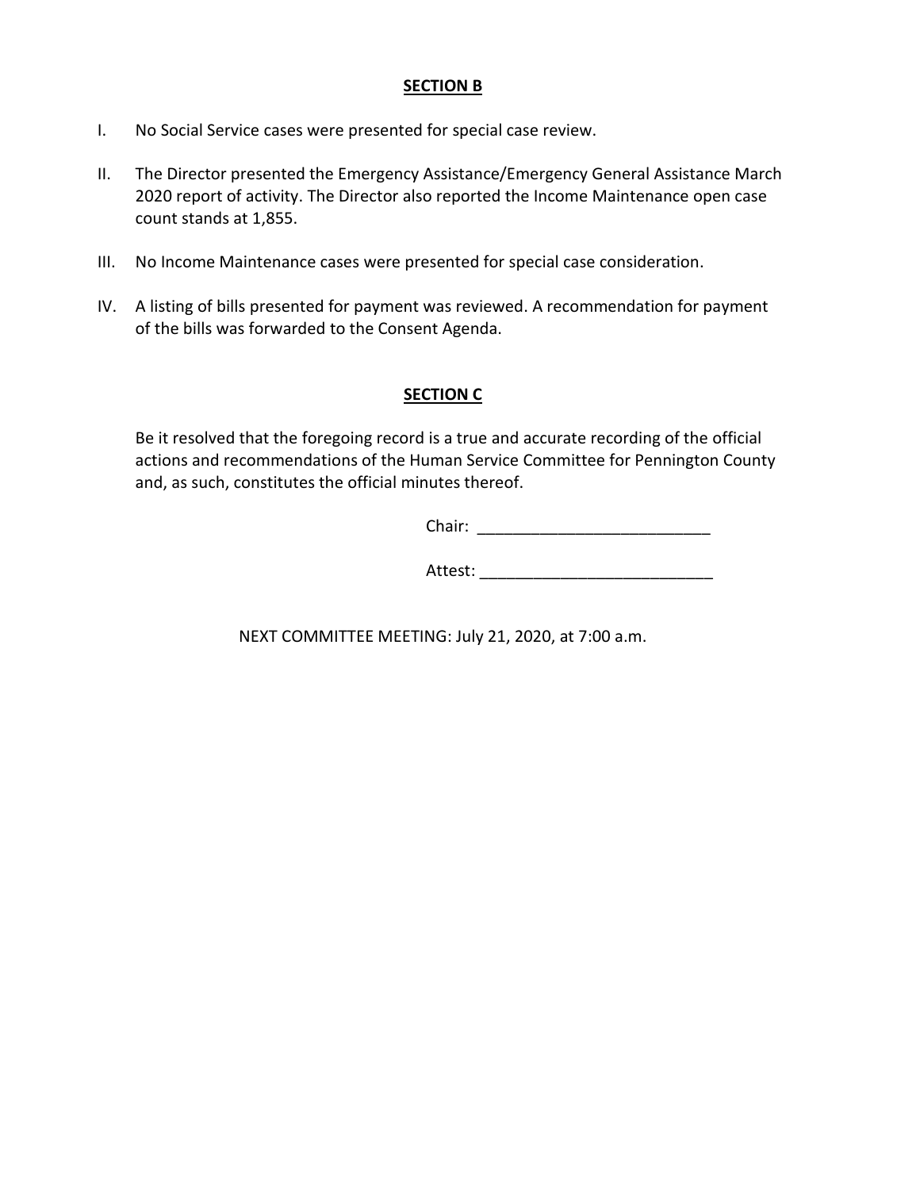## SECTION B

I. No Social Service cases were presented for special case review.

II. The Director presented the Emergency Assistance/Emergency General Assistance March 2020 report of activity. The Director also reported the Income Maintenance open case count stands at 1,855.

III. No Income Maintenance cases were presented for special case consideration.

IV. A listing of bills presented for payment was reviewed. A recommendation for payment of the bills was forwarded to the Consent Agenda.

## SECTION C

Be it resolved that the foregoing record is a true and accurate recording of the official actions and recommendations of the Human Service Committee for Pennington County and, as such, constitutes the official minutes thereof.

Chair: __________________________

Attest: __________________________

NEXT COMMITTEE MEETING: July 21, 2020, at 7:00 a.m.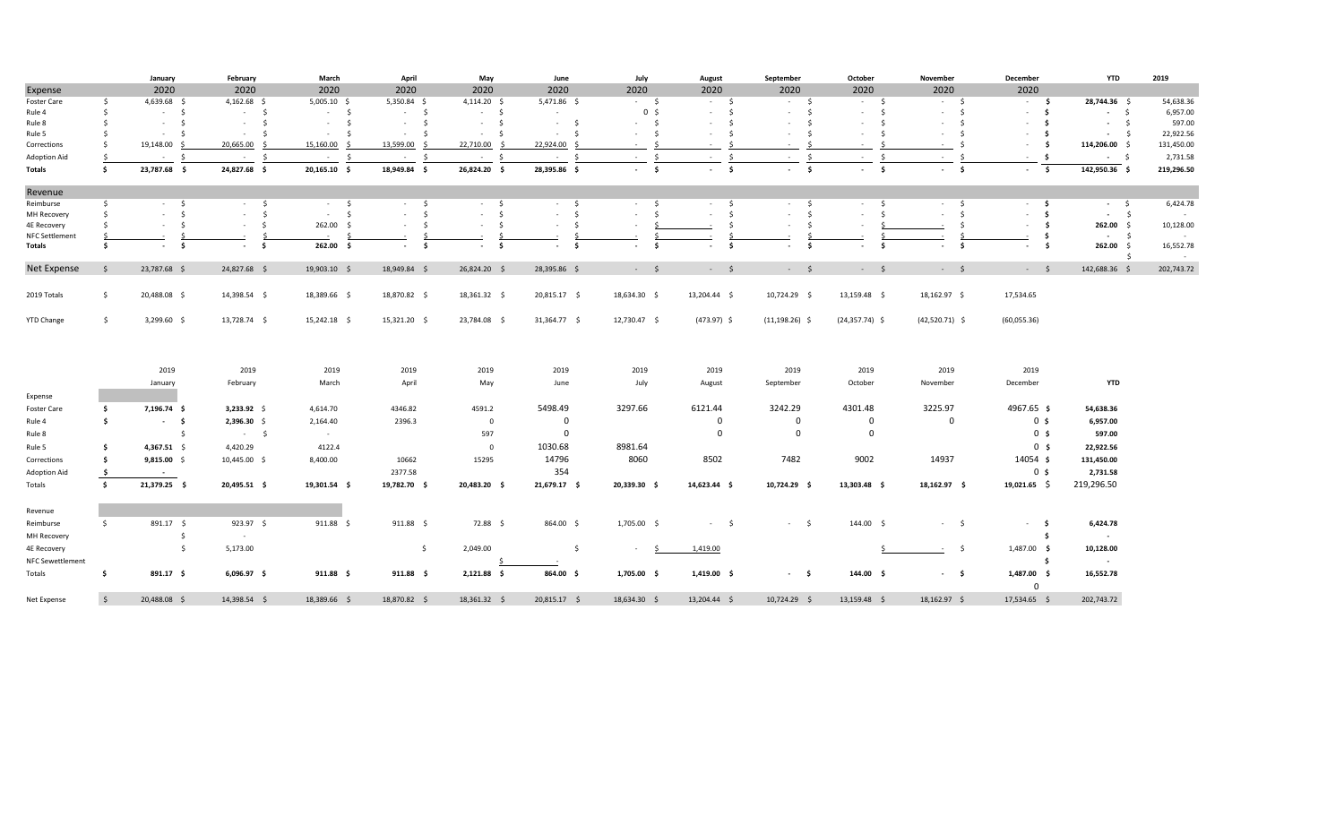| | January | February | March | April | May | June | July | August | September | October | November | December | YTD | 2019 |
|---|---|---|---|---|---|---|---|---|---|---|---|---|---|---|
| Expense | 2020 | 2020 | 2020 | 2020 | 2020 | 2020 | 2020 | 2020 | 2020 | 2020 | 2020 | 2020 | | |
| Foster Care | $ 4,639.68 | $ 4,162.68 | $ 5,005.10 | $ 5,350.84 | $ 4,114.20 | $ 5,471.86 | $ - | $ - | $ - | $ - | $ - | $ - | $ 28,744.36 | $ 54,638.36 |
| Rule 4 | $ - | $ - | $ - | $ - | $ - | - | 0 | $ - | $ - | $ - | $ - | $ - | $ - | $ 6,957.00 |
| Rule 8 | $ - | $ - | $ - | $ - | $ - | $ - | $ - | $ - | $ - | $ - | $ - | $ - | $ - | $ 597.00 |
| Rule 5 | $ - | $ - | $ - | $ - | $ - | $ - | $ - | $ - | $ - | $ - | $ - | $ - | $ - | $ 22,922.56 |
| Corrections | $ 19,148.00 | $ 20,665.00 | $ 15,160.00 | $ 13,599.00 | $ 22,710.00 | $ 22,924.00 | $ - | $ - | $ - | $ - | $ - | $ - | $ 114,206.00 | $ 131,450.00 |
| Adoption Aid | $ - | $ - | $ - | $ - | $ - | $ - | $ - | $ - | $ - | $ - | $ - | $ - | $ - | $ 2,731.58 |
| **Totals** | **$ 23,787.68** | **$ 24,827.68** | **$ 20,165.10** | **$ 18,949.84** | **$ 26,824.20** | **$ 28,395.86** | **$ -** | **$ -** | **$ -** | **$ -** | **$ -** | **$ -** | **$ 142,950.36** | $ 219,296.50 |
| Revenue | | | | | | | | | | | | | | |
| Reimburse | $ - | $ - | $ - | $ - | $ - | $ - | $ - | $ - | $ - | $ - | $ - | $ - | $ - | $ 6,424.78 |
| MH Recovery | $ - | $ - | $ - | $ - | $ - | $ - | $ - | $ - | $ - | $ - | $ - | $ - | $ - | $ - |
| 4E Recovery | $ - | $ - | $ 262.00 | $ - | $ - | $ - | $ - | $ - | $ - | $ - | $ - | $ - | $ 262.00 | $ 10,128.00 |
| NFC Settlement | $ - | $ - | $ - | $ - | $ - | $ - | $ - | $ - | $ - | $ - | $ - | $ - | $ - | $ - |
| **Totals** | **$ -** | **$ -** | **$ 262.00** | **$ -** | **$ -** | **$ -** | **$ -** | **$ -** | **$ -** | **$ -** | **$ -** | **$ -** | **$ 262.00** | $ 16,552.78 |
| | | | | | | | | | | | | | | $ - |
| Net Expense | $ 23,787.68 | $ 24,827.68 | $ 19,903.10 | $ 18,949.84 | $ 26,824.20 | $ 28,395.86 | $ - | $ - | $ - | $ - | $ - | $ - | $ 142,688.36 | $ 202,743.72 |
| 2019 Totals | $ 20,488.08 | $ 14,398.54 | $ 18,389.66 | $ 18,870.82 | $ 18,361.32 | $ 20,815.17 | $ 18,634.30 | $ 13,204.44 | $ 10,724.29 | $ 13,159.48 | $ 18,162.97 | 17,534.65 | | |
| YTD Change | $ 3,299.60 | $ 13,728.74 | $ 15,242.18 | $ 15,321.20 | $ 23,784.08 | $ 31,364.77 | $ 12,730.47 | $ (473.97) | $ (11,198.26) | $ (24,357.74) | $ (42,520.71) | $ (60,055.36) | | |

| | 2019 January | 2019 February | 2019 March | 2019 April | 2019 May | 2019 June | 2019 July | 2019 August | 2019 September | 2019 October | 2019 November | 2019 December | YTD |
|---|---|---|---|---|---|---|---|---|---|---|---|---|---|
| Expense | | | | | | | | | | | | | |
| Foster Care | **$ 7,196.74** | **$ 3,233.92** | $ 4,614.70 | 4346.82 | 4591.2 | 5498.49 | 3297.66 | 6121.44 | 3242.29 | 4301.48 | 3225.97 | 4967.65 | **$ 54,638.36** |
| Rule 4 | **$ -** | **$ 2,396.30** | $ 2,164.40 | 2396.3 | 0 | 0 | | 0 | 0 | 0 | 0 | 0 | **$ 6,957.00** |
| Rule 8 | | $ - | $ - | | 597 | 0 | | 0 | 0 | 0 | | 0 | **$ 597.00** |
| Rule 5 | **$ 4,367.51** | $ 4,420.29 | 4122.4 | | 0 | 1030.68 | 8981.64 | | | | | 0 | **$ 22,922.56** |
| Corrections | **$ 9,815.00** | $ 10,445.00 | $ 8,400.00 | 10662 | 15295 | 14796 | 8060 | 8502 | 7482 | 9002 | 14937 | 14054 | **$ 131,450.00** |
| Adoption Aid | $ - | | | 2377.58 | | 354 | | | | | | 0 | **$ 2,731.58** |
| Totals | **$ 21,379.25** | **$ 20,495.51** | **$ 19,301.54** | **$ 19,782.70** | **$ 20,483.20** | **$ 21,679.17** | **$ 20,339.30** | **$ 14,623.44** | **$ 10,724.29** | **$ 13,303.48** | **$ 18,162.97** | **$ 19,021.65** | $ 219,296.50 |
| Revenue | | | | | | | | | | | | | |
| Reimburse | $ 891.17 | $ 923.97 | $ 911.88 | $ 911.88 | $ 72.88 | $ 864.00 | $ 1,705.00 | $ - | $ - | $ 144.00 | $ - | $ - | **$ 6,424.78** |
| MH Recovery | | $ - | | | | | | | | | | | **$ -** |
| 4E Recovery | | $ 5,173.00 | | | $ 2,049.00 | $ | $ - | $ 1,419.00 | | | $ - | $ 1,487.00 | **$ 10,128.00** |
| NFC Sewettlement | | | | | $ - | | | | | | | | **$ -** |
| Totals | **$ 891.17** | **$ 6,096.97** | **$ 911.88** | **$ 911.88** | **$ 2,121.88** | **$ 864.00** | **$ 1,705.00** | **$ 1,419.00** | **$ -** | **$ 144.00** | **$ -** | **$ 1,487.00** | **$ 16,552.78** |
| | | | | | | | | | | | | 0 | |
| Net Expense | $ 20,488.08 | $ 14,398.54 | $ 18,389.66 | $ 18,870.82 | $ 18,361.32 | $ 20,815.17 | $ 18,634.30 | $ 13,204.44 | $ 10,724.29 | $ 13,159.48 | $ 18,162.97 | $ 17,534.65 | $ 202,743.72 |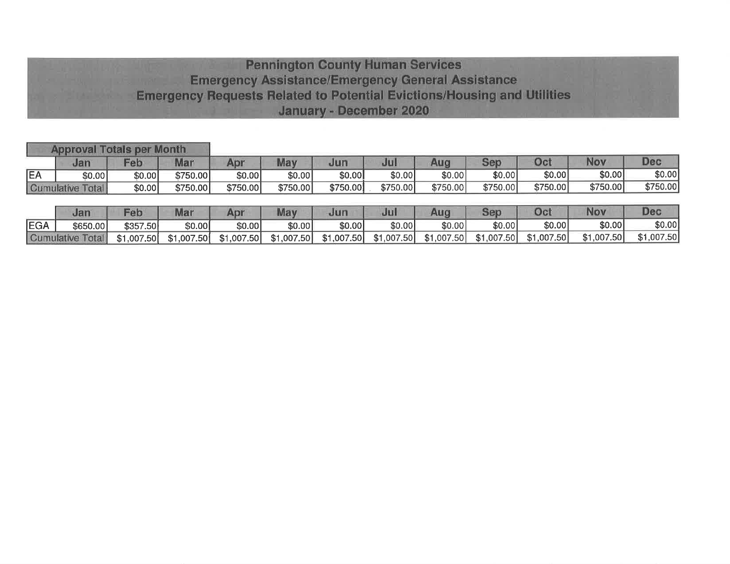# Pennington County Human Services

## Emergency Assistance/Emergency General Assistance

## Emergency Requests Related to Potential Evictions/Housing and Utilities

## January - December 2020

**Approval Totals per Month**

| | Jan | Feb | Mar | Apr | May | Jun | Jul | Aug | Sep | Oct | Nov | Dec |
|---|---|---|---|---|---|---|---|---|---|---|---|---|
| EA | $0.00 | $0.00 | $750.00 | $0.00 | $0.00 | $0.00 | $0.00 | $0.00 | $0.00 | $0.00 | $0.00 | $0.00 |
| Cumulative Total | | $0.00 | $750.00 | $750.00 | $750.00 | $750.00 | $750.00 | $750.00 | $750.00 | $750.00 | $750.00 | $750.00 |

| | Jan | Feb | Mar | Apr | May | Jun | Jul | Aug | Sep | Oct | Nov | Dec |
|---|---|---|---|---|---|---|---|---|---|---|---|---|
| EGA | $650.00 | $357.50 | $0.00 | $0.00 | $0.00 | $0.00 | $0.00 | $0.00 | $0.00 | $0.00 | $0.00 | $0.00 |
| Cumulative Total | | $1,007.50 | $1,007.50 | $1,007.50 | $1,007.50 | $1,007.50 | $1,007.50 | $1,007.50 | $1,007.50 | $1,007.50 | $1,007.50 | $1,007.50 |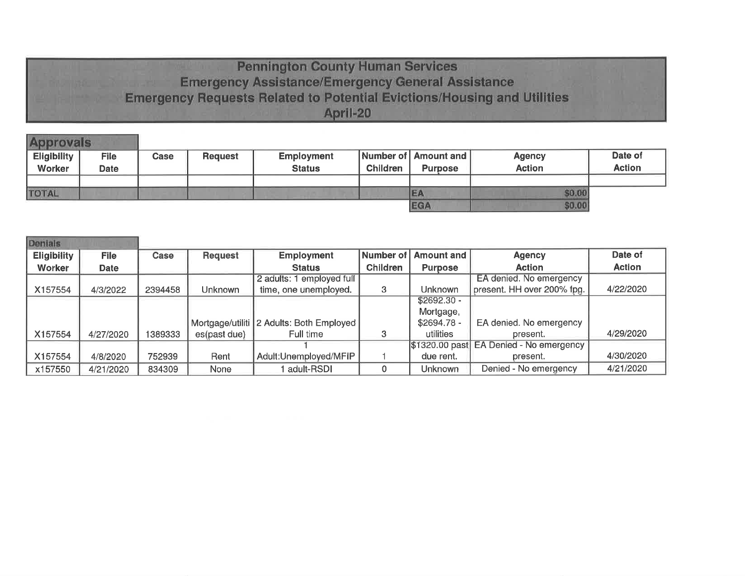# Pennington County Human Services
## Emergency Assistance/Emergency General Assistance
## Emergency Requests Related to Potential Evictions/Housing and Utilities
## April-20

### Approvals

| Eligibility Worker | File Date | Case | Request | Employment Status | Number of Children | Amount and Purpose | Agency Action | Date of Action |
|---|---|---|---|---|---|---|---|---|
| | | | | | | | | |
| TOTAL | | | | | | EA | $0.00 | |
| | | | | | | EGA | $0.00 | |

### Denials

| Eligibility Worker | File Date | Case | Request | Employment Status | Number of Children | Amount and Purpose | Agency Action | Date of Action |
|---|---|---|---|---|---|---|---|---|
| X157554 | 4/3/2022 | 2394458 | Unknown | 2 adults: 1 employed full time, one unemployed. | 3 | Unknown | EA denied. No emergency present. HH over 200% fpg. | 4/22/2020 |
| X157554 | 4/27/2020 | 1389333 | Mortgage/utilities(past due) | 2 Adults: Both Employed Full time | 3 | $2692.30 - Mortgage, $2694.78 - utilities | EA denied. No emergency present. | 4/29/2020 |
| X157554 | 4/8/2020 | 752939 | Rent | 1 Adult:Unemployed/MFIP | 1 | $1320.00 past due rent. | EA Denied - No emergency present. | 4/30/2020 |
| x157550 | 4/21/2020 | 834309 | None | 1 adult-RSDI | 0 | Unknown | Denied - No emergency | 4/21/2020 |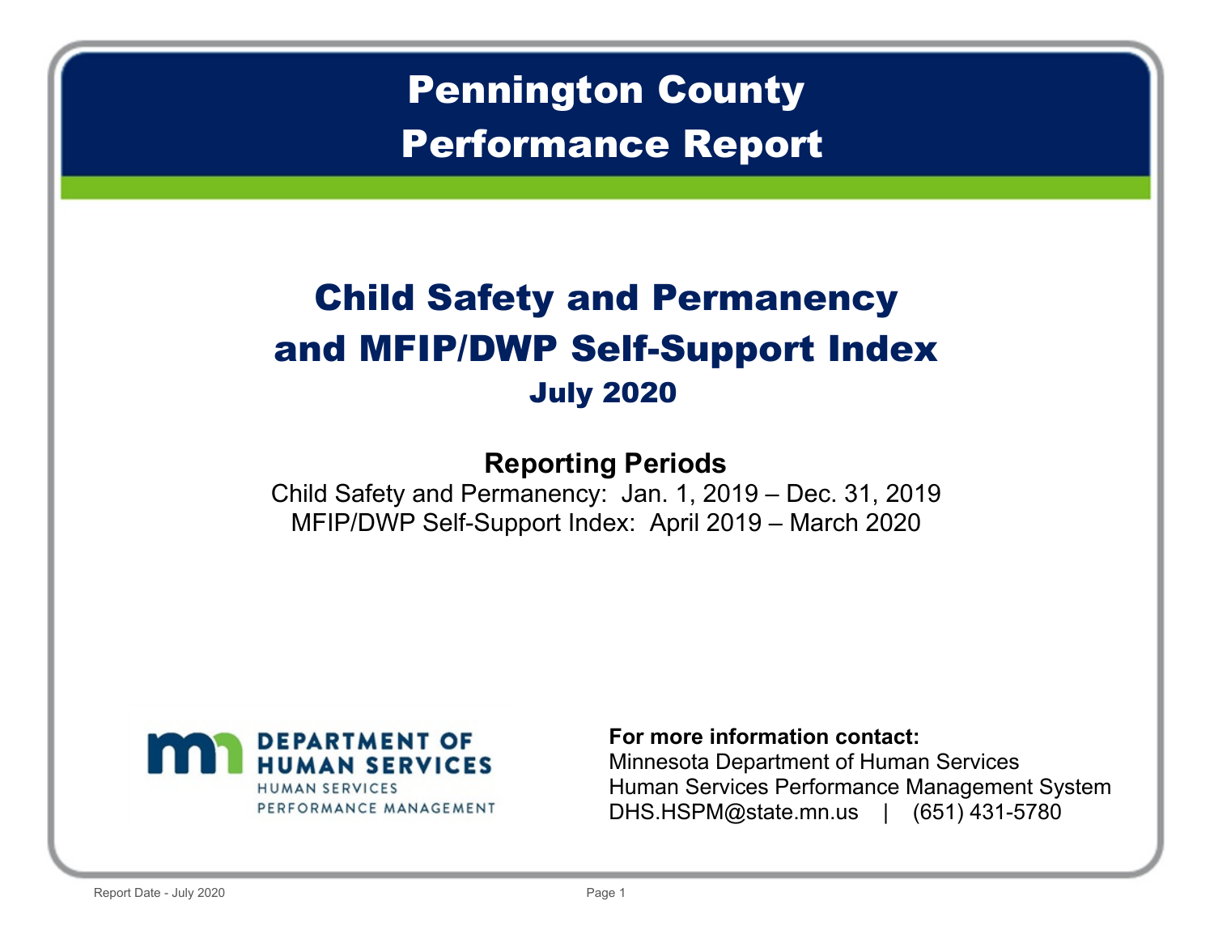# Pennington County Performance Report

## Child Safety and Permanency and MFIP/DWP Self-Support Index

### July 2020

**Reporting Periods**

Child Safety and Permanency: Jan. 1, 2019 – Dec. 31, 2019

MFIP/DWP Self-Support Index: April 2019 – March 2020

DEPARTMENT OF HUMAN SERVICES
HUMAN SERVICES PERFORMANCE MANAGEMENT

**For more information contact:**

Minnesota Department of Human Services

Human Services Performance Management System

DHS.HSPM@state.mn.us | (651) 431-5780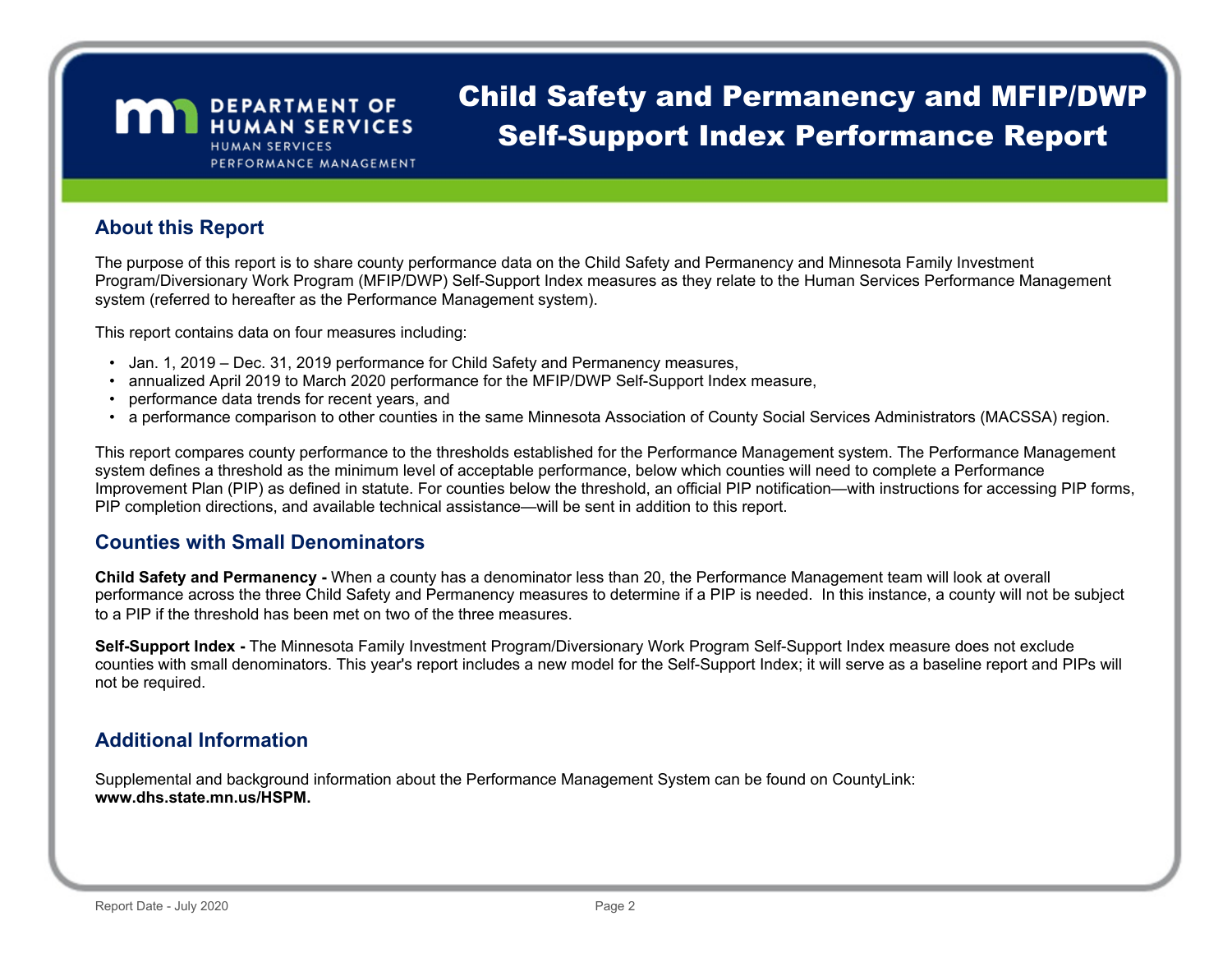DEPARTMENT OF HUMAN SERVICES
HUMAN SERVICES PERFORMANCE MANAGEMENT

# Child Safety and Permanency and MFIP/DWP Self-Support Index Performance Report

## About this Report

The purpose of this report is to share county performance data on the Child Safety and Permanency and Minnesota Family Investment Program/Diversionary Work Program (MFIP/DWP) Self-Support Index measures as they relate to the Human Services Performance Management system (referred to hereafter as the Performance Management system).

This report contains data on four measures including:

- Jan. 1, 2019 – Dec. 31, 2019 performance for Child Safety and Permanency measures,
- annualized April 2019 to March 2020 performance for the MFIP/DWP Self-Support Index measure,
- performance data trends for recent years, and
- a performance comparison to other counties in the same Minnesota Association of County Social Services Administrators (MACSSA) region.

This report compares county performance to the thresholds established for the Performance Management system. The Performance Management system defines a threshold as the minimum level of acceptable performance, below which counties will need to complete a Performance Improvement Plan (PIP) as defined in statute. For counties below the threshold, an official PIP notification—with instructions for accessing PIP forms, PIP completion directions, and available technical assistance—will be sent in addition to this report.

## Counties with Small Denominators

**Child Safety and Permanency -** When a county has a denominator less than 20, the Performance Management team will look at overall performance across the three Child Safety and Permanency measures to determine if a PIP is needed. In this instance, a county will not be subject to a PIP if the threshold has been met on two of the three measures.

**Self-Support Index -** The Minnesota Family Investment Program/Diversionary Work Program Self-Support Index measure does not exclude counties with small denominators. This year's report includes a new model for the Self-Support Index; it will serve as a baseline report and PIPs will not be required.

## Additional Information

Supplemental and background information about the Performance Management System can be found on CountyLink: **www.dhs.state.mn.us/HSPM.**

Report Date - July 2020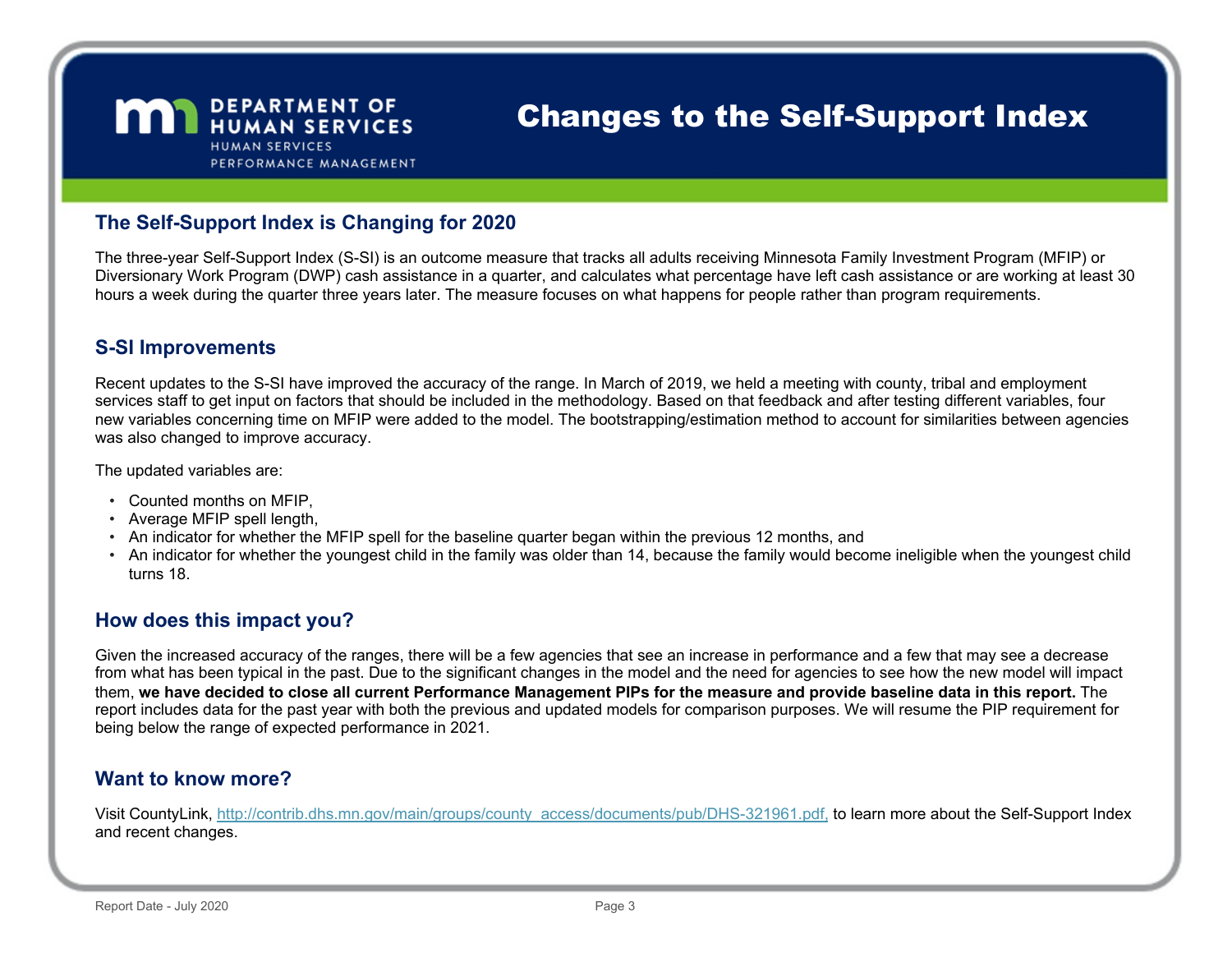DEPARTMENT OF HUMAN SERVICES
HUMAN SERVICES PERFORMANCE MANAGEMENT

# Changes to the Self-Support Index

## The Self-Support Index is Changing for 2020

The three-year Self-Support Index (S-SI) is an outcome measure that tracks all adults receiving Minnesota Family Investment Program (MFIP) or Diversionary Work Program (DWP) cash assistance in a quarter, and calculates what percentage have left cash assistance or are working at least 30 hours a week during the quarter three years later. The measure focuses on what happens for people rather than program requirements.

## S-SI Improvements

Recent updates to the S-SI have improved the accuracy of the range. In March of 2019, we held a meeting with county, tribal and employment services staff to get input on factors that should be included in the methodology. Based on that feedback and after testing different variables, four new variables concerning time on MFIP were added to the model. The bootstrapping/estimation method to account for similarities between agencies was also changed to improve accuracy.

The updated variables are:

- Counted months on MFIP,
- Average MFIP spell length,
- An indicator for whether the MFIP spell for the baseline quarter began within the previous 12 months, and
- An indicator for whether the youngest child in the family was older than 14, because the family would become ineligible when the youngest child turns 18.

## How does this impact you?

Given the increased accuracy of the ranges, there will be a few agencies that see an increase in performance and a few that may see a decrease from what has been typical in the past. Due to the significant changes in the model and the need for agencies to see how the new model will impact them, **we have decided to close all current Performance Management PIPs for the measure and provide baseline data in this report.** The report includes data for the past year with both the previous and updated models for comparison purposes. We will resume the PIP requirement for being below the range of expected performance in 2021.

## Want to know more?

Visit CountyLink, [http://contrib.dhs.mn.gov/main/groups/county_access/documents/pub/DHS-321961.pdf,](http://contrib.dhs.mn.gov/main/groups/county_access/documents/pub/DHS-321961.pdf) to learn more about the Self-Support Index and recent changes.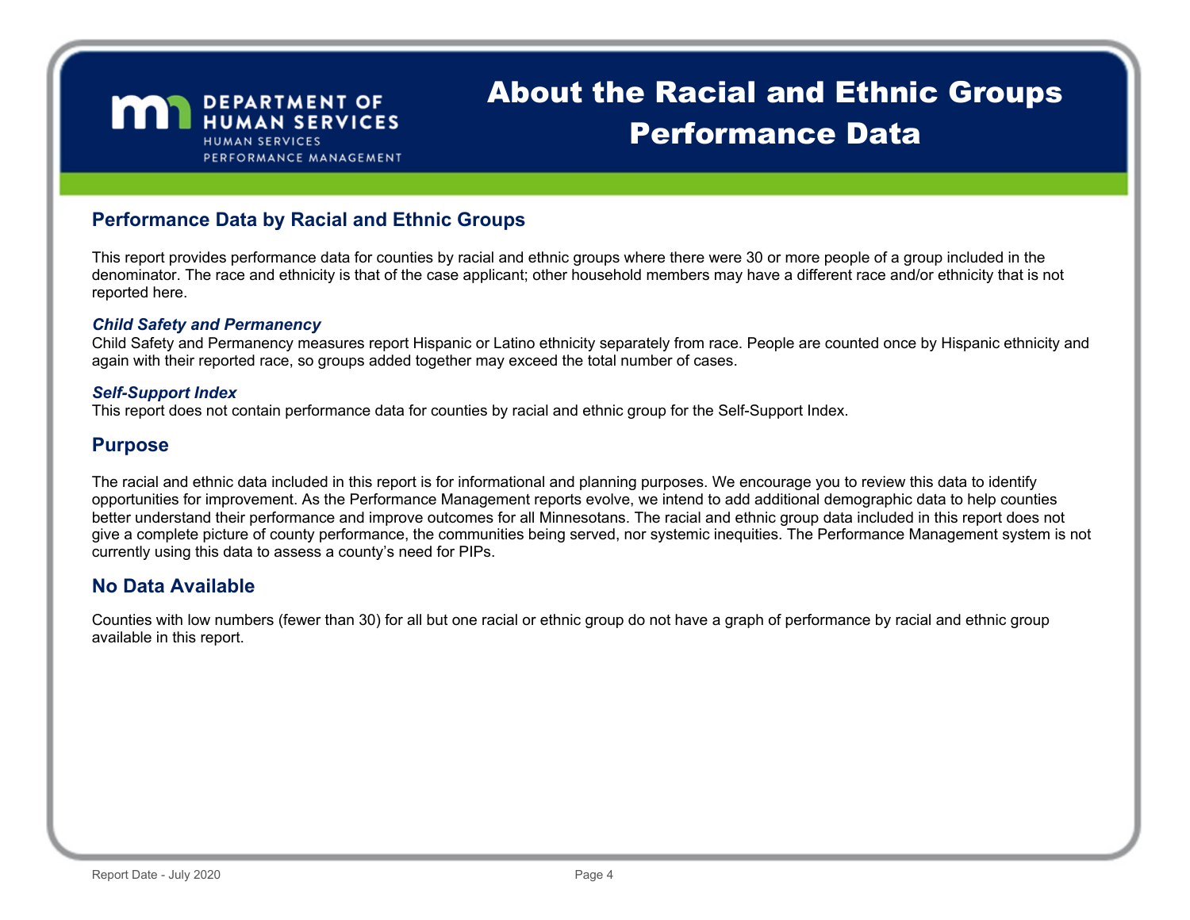# About the Racial and Ethnic Groups Performance Data

DEPARTMENT OF HUMAN SERVICES
HUMAN SERVICES PERFORMANCE MANAGEMENT

## Performance Data by Racial and Ethnic Groups

This report provides performance data for counties by racial and ethnic groups where there were 30 or more people of a group included in the denominator. The race and ethnicity is that of the case applicant; other household members may have a different race and/or ethnicity that is not reported here.

***Child Safety and Permanency***

Child Safety and Permanency measures report Hispanic or Latino ethnicity separately from race. People are counted once by Hispanic ethnicity and again with their reported race, so groups added together may exceed the total number of cases.

***Self-Support Index***

This report does not contain performance data for counties by racial and ethnic group for the Self-Support Index.

## Purpose

The racial and ethnic data included in this report is for informational and planning purposes. We encourage you to review this data to identify opportunities for improvement. As the Performance Management reports evolve, we intend to add additional demographic data to help counties better understand their performance and improve outcomes for all Minnesotans. The racial and ethnic group data included in this report does not give a complete picture of county performance, the communities being served, nor systemic inequities. The Performance Management system is not currently using this data to assess a county's need for PIPs.

## No Data Available

Counties with low numbers (fewer than 30) for all but one racial or ethnic group do not have a graph of performance by racial and ethnic group available in this report.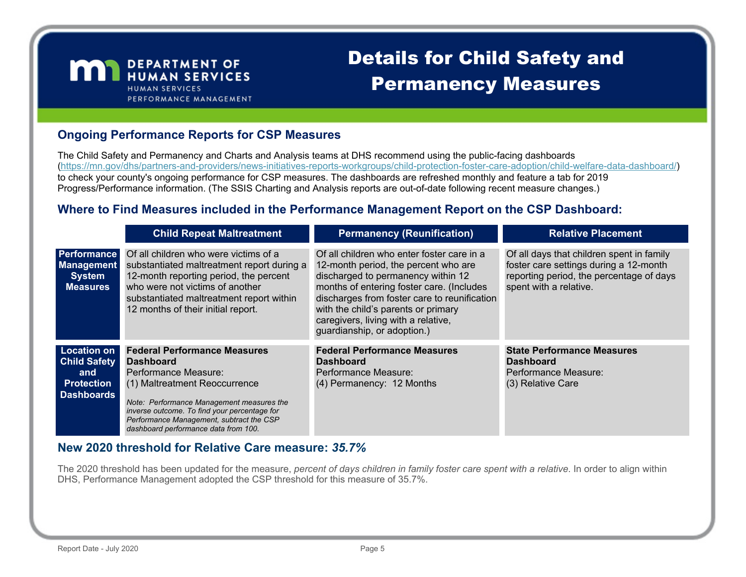**DEPARTMENT OF HUMAN SERVICES**
HUMAN SERVICES PERFORMANCE MANAGEMENT

# Details for Child Safety and Permanency Measures

## Ongoing Performance Reports for CSP Measures

The Child Safety and Permanency and Charts and Analysis teams at DHS recommend using the public-facing dashboards (https://mn.gov/dhs/partners-and-providers/news-initiatives-reports-workgroups/child-protection-foster-care-adoption/child-welfare-data-dashboard/) to check your county's ongoing performance for CSP measures. The dashboards are refreshed monthly and feature a tab for 2019 Progress/Performance information. (The SSIS Charting and Analysis reports are out-of-date following recent measure changes.)

## Where to Find Measures included in the Performance Management Report on the CSP Dashboard:

| | Child Repeat Maltreatment | Permanency (Reunification) | Relative Placement |
|---|---|---|---|
| **Performance Management System Measures** | Of all children who were victims of a substantiated maltreatment report during a 12-month reporting period, the percent who were not victims of another substantiated maltreatment report within 12 months of their initial report. | Of all children who enter foster care in a 12-month period, the percent who are discharged to permanency within 12 months of entering foster care. (Includes discharges from foster care to reunification with the child's parents or primary caregivers, living with a relative, guardianship, or adoption.) | Of all days that children spent in family foster care settings during a 12-month reporting period, the percentage of days spent with a relative. |
| **Location on Child Safety and Protection Dashboards** | **Federal Performance Measures Dashboard**<br>Performance Measure:<br>(1) Maltreatment Reoccurrence<br><br>*Note: Performance Management measures the inverse outcome. To find your percentage for Performance Management, subtract the CSP dashboard performance data from 100.* | **Federal Performance Measures Dashboard**<br>Performance Measure:<br>(4) Permanency: 12 Months | **State Performance Measures Dashboard**<br>Performance Measure:<br>(3) Relative Care |

## New 2020 threshold for Relative Care measure: *35.7%*

The 2020 threshold has been updated for the measure, *percent of days children in family foster care spent with a relative*. In order to align within DHS, Performance Management adopted the CSP threshold for this measure of 35.7%.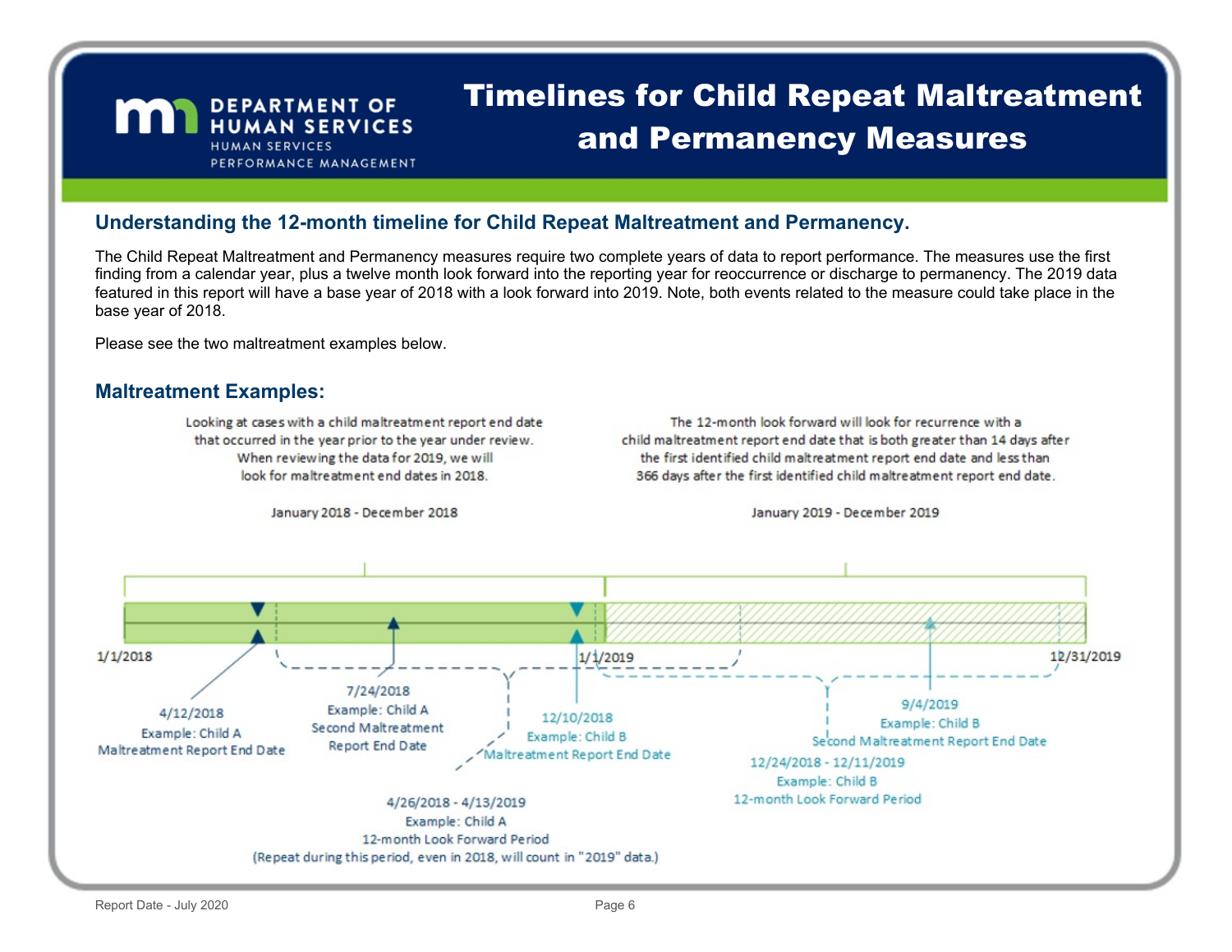# Timelines for Child Repeat Maltreatment and Permanency Measures

DEPARTMENT OF HUMAN SERVICES
HUMAN SERVICES PERFORMANCE MANAGEMENT

## Understanding the 12-month timeline for Child Repeat Maltreatment and Permanency.

The Child Repeat Maltreatment and Permanency measures require two complete years of data to report performance. The measures use the first finding from a calendar year, plus a twelve month look forward into the reporting year for reoccurrence or discharge to permanency. The 2019 data featured in this report will have a base year of 2018 with a look forward into 2019. Note, both events related to the measure could take place in the base year of 2018.

Please see the two maltreatment examples below.

## Maltreatment Examples:

Looking at cases with a child maltreatment report end date that occurred in the year prior to the year under review. When reviewing the data for 2019, we will look for maltreatment end dates in 2018.

January 2018 - December 2018

The 12-month look forward will look for recurrence with a child maltreatment report end date that is both greater than 14 days after the first identified child maltreatment report end date and less than 366 days after the first identified child maltreatment report end date.

January 2019 - December 2019

1/1/2018

1/1/2019

12/31/2019

4/12/2018
Example: Child A
Maltreatment Report End Date

7/24/2018
Example: Child A
Second Maltreatment Report End Date

12/10/2018
Example: Child B
Maltreatment Report End Date

9/4/2019
Example: Child B
Second Maltreatment Report End Date

12/24/2018 - 12/11/2019
Example: Child B
12-month Look Forward Period

4/26/2018 - 4/13/2019
Example: Child A
12-month Look Forward Period
(Repeat during this period, even in 2018, will count in "2019" data.)

Report Date - July 2020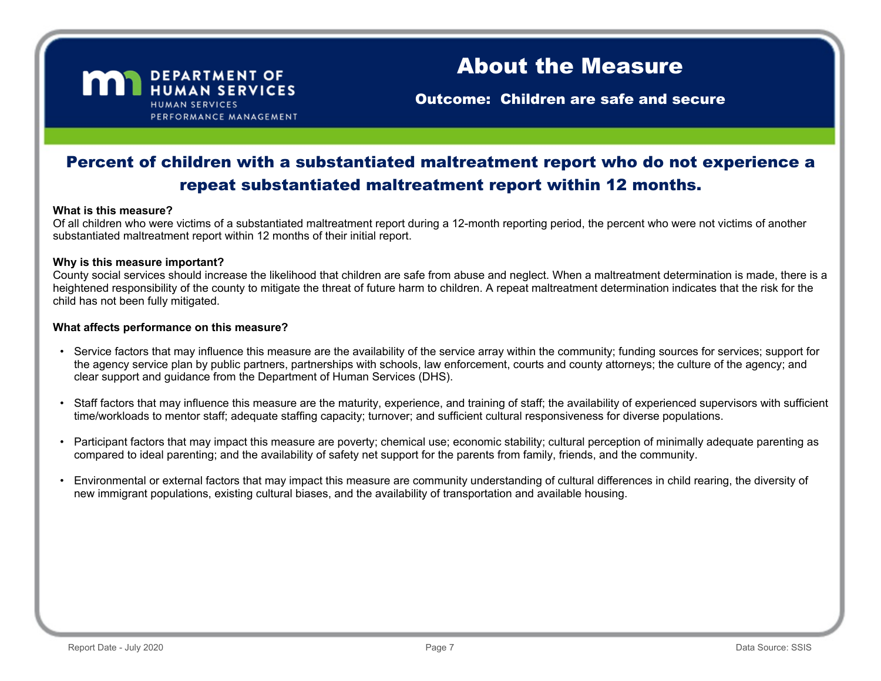DEPARTMENT OF HUMAN SERVICES
HUMAN SERVICES PERFORMANCE MANAGEMENT

# About the Measure

**Outcome: Children are safe and secure**

## Percent of children with a substantiated maltreatment report who do not experience a repeat substantiated maltreatment report within 12 months.

**What is this measure?**
Of all children who were victims of a substantiated maltreatment report during a 12-month reporting period, the percent who were not victims of another substantiated maltreatment report within 12 months of their initial report.

**Why is this measure important?**
County social services should increase the likelihood that children are safe from abuse and neglect. When a maltreatment determination is made, there is a heightened responsibility of the county to mitigate the threat of future harm to children. A repeat maltreatment determination indicates that the risk for the child has not been fully mitigated.

**What affects performance on this measure?**

- Service factors that may influence this measure are the availability of the service array within the community; funding sources for services; support for the agency service plan by public partners, partnerships with schools, law enforcement, courts and county attorneys; the culture of the agency; and clear support and guidance from the Department of Human Services (DHS).
- Staff factors that may influence this measure are the maturity, experience, and training of staff; the availability of experienced supervisors with sufficient time/workloads to mentor staff; adequate staffing capacity; turnover; and sufficient cultural responsiveness for diverse populations.
- Participant factors that may impact this measure are poverty; chemical use; economic stability; cultural perception of minimally adequate parenting as compared to ideal parenting; and the availability of safety net support for the parents from family, friends, and the community.
- Environmental or external factors that may impact this measure are community understanding of cultural differences in child rearing, the diversity of new immigrant populations, existing cultural biases, and the availability of transportation and available housing.

Report Date - July 2020

Data Source: SSIS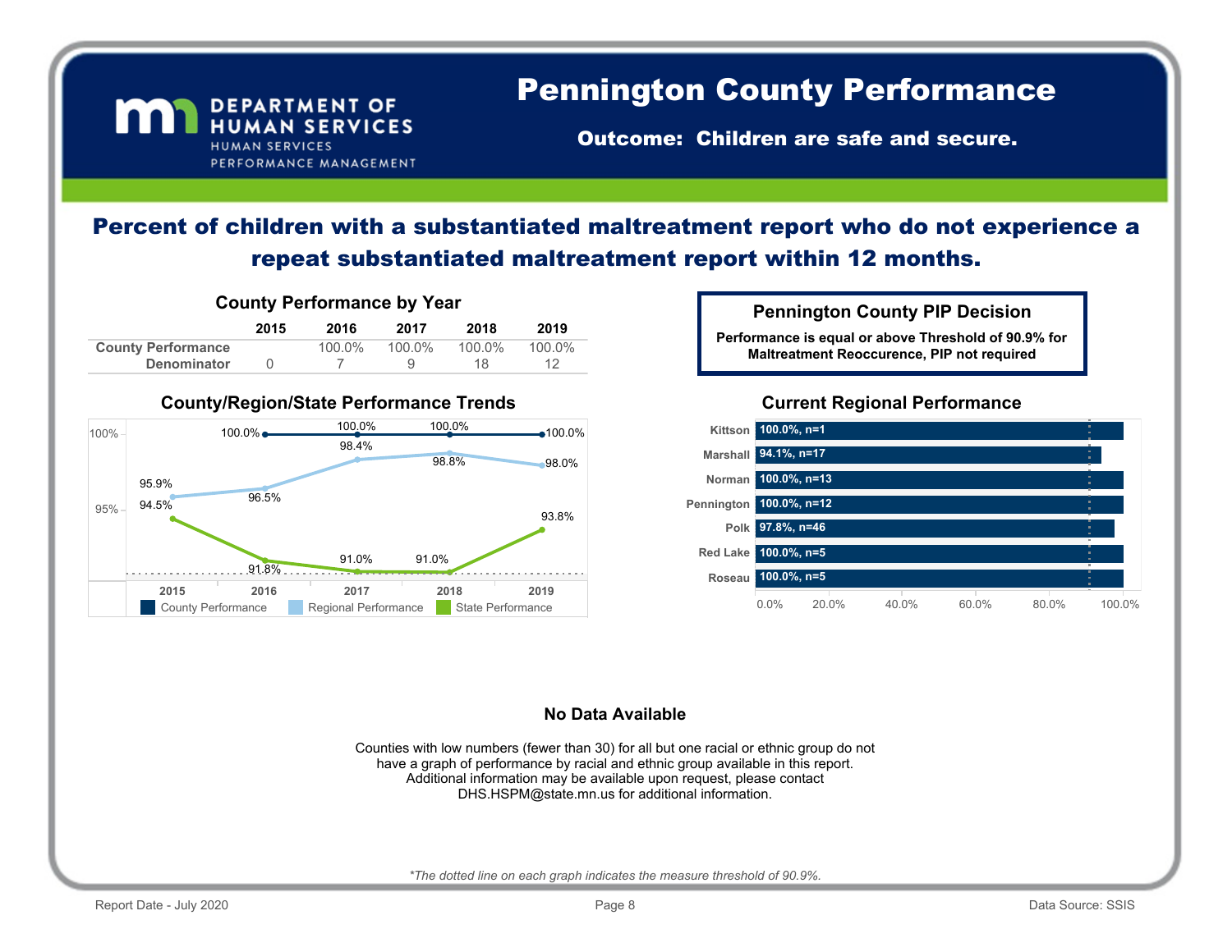# Pennington County Performance

**Outcome: Children are safe and secure.**

## Percent of children with a substantiated maltreatment report who do not experience a repeat substantiated maltreatment report within 12 months.

### County Performance by Year

| | 2015 | 2016 | 2017 | 2018 | 2019 |
|---|---|---|---|---|---|
| County Performance | | 100.0% | 100.0% | 100.0% | 100.0% |
| Denominator | 0 | 7 | 9 | 18 | 12 |

### Pennington County PIP Decision

**Performance is equal or above Threshold of 90.9% for Maltreatment Reoccurence, PIP not required**

### County/Region/State Performance Trends

| | 2015 | 2016 | 2017 | 2018 | 2019 |
|---|---|---|---|---|---|
| County Performance | | 100.0% | 100.0% | 100.0% | 100.0% |
| Regional Performance | 95.9% | 96.5% | 98.4% | 98.8% | 98.0% |
| State Performance | 94.5% | 91.8% | 91.0% | 91.0% | 93.8% |

### Current Regional Performance

| County | Performance |
|---|---|
| Kittson | 100.0%, n=1 |
| Marshall | 94.1%, n=17 |
| Norman | 100.0%, n=13 |
| Pennington | 100.0%, n=12 |
| Polk | 97.8%, n=46 |
| Red Lake | 100.0%, n=5 |
| Roseau | 100.0%, n=5 |

### No Data Available

Counties with low numbers (fewer than 30) for all but one racial or ethnic group do not have a graph of performance by racial and ethnic group available in this report. Additional information may be available upon request, please contact DHS.HSPM@state.mn.us for additional information.

*\*The dotted line on each graph indicates the measure threshold of 90.9%.*

Report Date - July 2020 | Data Source: SSIS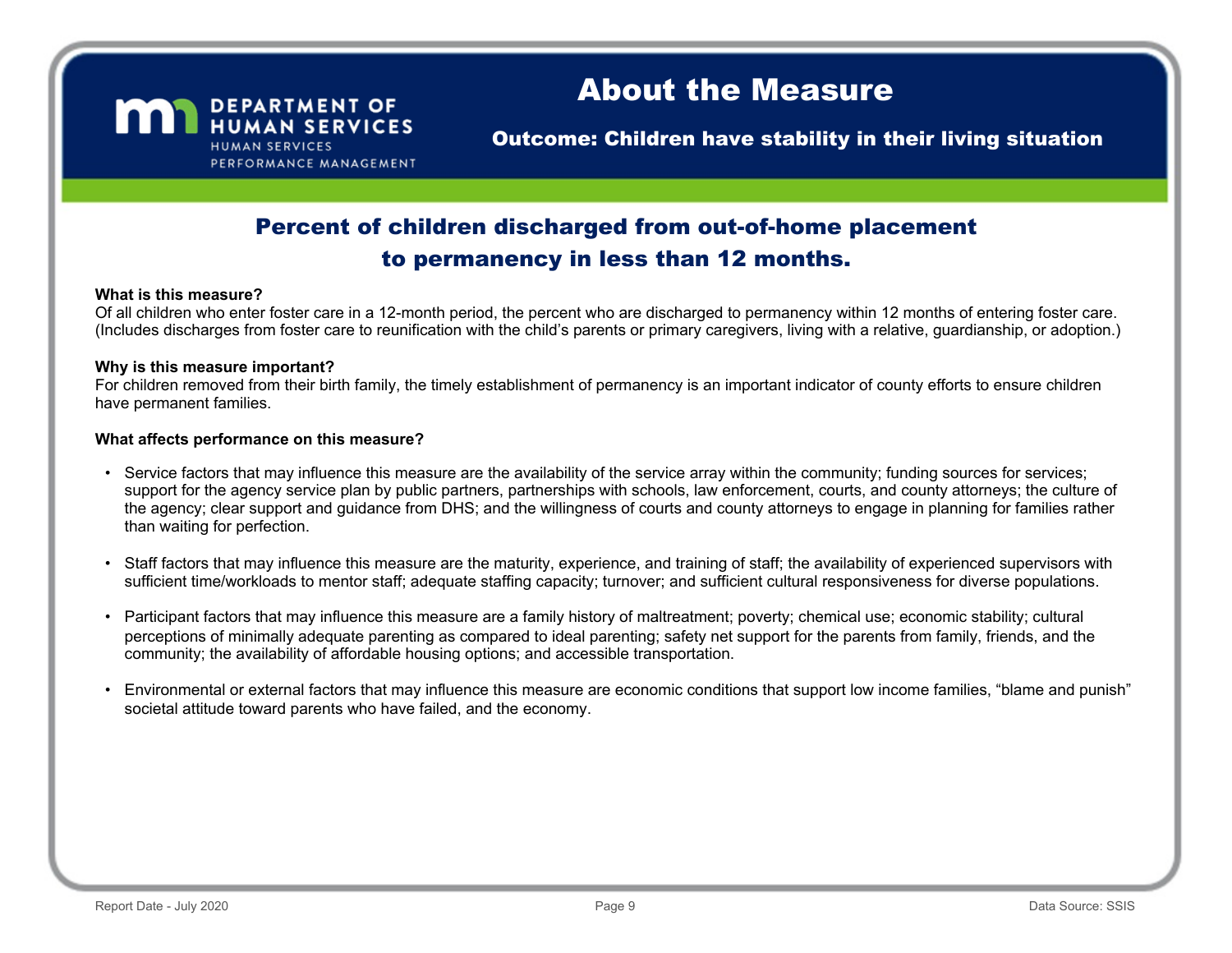DEPARTMENT OF HUMAN SERVICES
HUMAN SERVICES PERFORMANCE MANAGEMENT

# About the Measure

**Outcome: Children have stability in their living situation**

## Percent of children discharged from out-of-home placement to permanency in less than 12 months.

**What is this measure?**
Of all children who enter foster care in a 12-month period, the percent who are discharged to permanency within 12 months of entering foster care. (Includes discharges from foster care to reunification with the child's parents or primary caregivers, living with a relative, guardianship, or adoption.)

**Why is this measure important?**
For children removed from their birth family, the timely establishment of permanency is an important indicator of county efforts to ensure children have permanent families.

**What affects performance on this measure?**

- Service factors that may influence this measure are the availability of the service array within the community; funding sources for services; support for the agency service plan by public partners, partnerships with schools, law enforcement, courts, and county attorneys; the culture of the agency; clear support and guidance from DHS; and the willingness of courts and county attorneys to engage in planning for families rather than waiting for perfection.
- Staff factors that may influence this measure are the maturity, experience, and training of staff; the availability of experienced supervisors with sufficient time/workloads to mentor staff; adequate staffing capacity; turnover; and sufficient cultural responsiveness for diverse populations.
- Participant factors that may influence this measure are a family history of maltreatment; poverty; chemical use; economic stability; cultural perceptions of minimally adequate parenting as compared to ideal parenting; safety net support for the parents from family, friends, and the community; the availability of affordable housing options; and accessible transportation.
- Environmental or external factors that may influence this measure are economic conditions that support low income families, "blame and punish" societal attitude toward parents who have failed, and the economy.

Report Date - July 2020 | Data Source: SSIS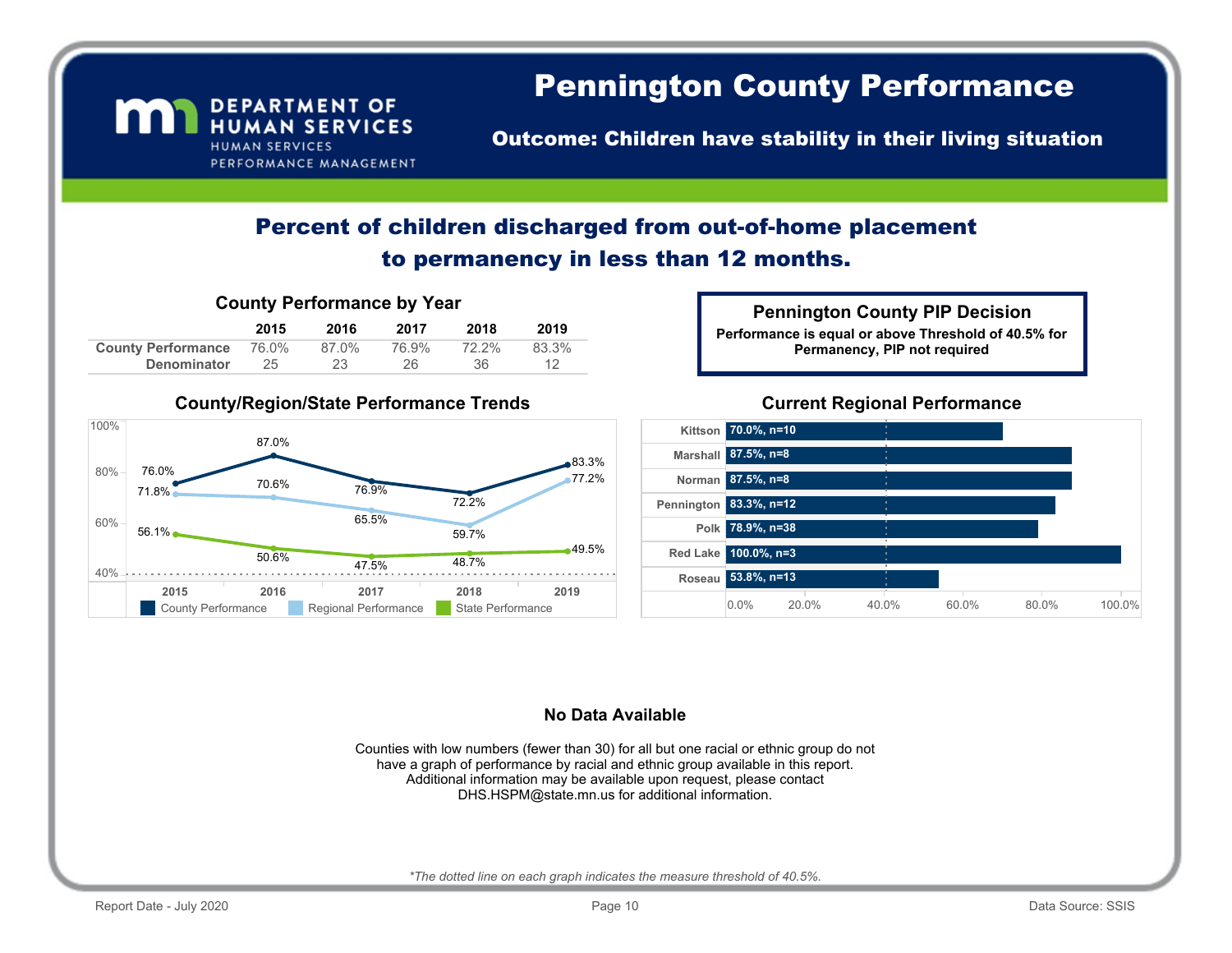# Pennington County Performance

**Outcome: Children have stability in their living situation**

DEPARTMENT OF HUMAN SERVICES
HUMAN SERVICES PERFORMANCE MANAGEMENT

## Percent of children discharged from out-of-home placement to permanency in less than 12 months.

### County Performance by Year

| | 2015 | 2016 | 2017 | 2018 | 2019 |
|---|---|---|---|---|---|
| County Performance | 76.0% | 87.0% | 76.9% | 72.2% | 83.3% |
| Denominator | 25 | 23 | 26 | 36 | 12 |

### Pennington County PIP Decision

**Performance is equal or above Threshold of 40.5% for Permanency, PIP not required**

### County/Region/State Performance Trends

| | 2015 | 2016 | 2017 | 2018 | 2019 |
|---|---|---|---|---|---|
| County Performance | 76.0% | 87.0% | 76.9% | 72.2% | 83.3% |
| Regional Performance | 71.8% | 70.6% | 65.5% | 59.7% | 77.2% |
| State Performance | 56.1% | 50.6% | 47.5% | 48.7% | 49.5% |

### Current Regional Performance

| County | Performance |
|---|---|
| Kittson | 70.0%, n=10 |
| Marshall | 87.5%, n=8 |
| Norman | 87.5%, n=8 |
| Pennington | 83.3%, n=12 |
| Polk | 78.9%, n=38 |
| Red Lake | 100.0%, n=3 |
| Roseau | 53.8%, n=13 |

**No Data Available**

Counties with low numbers (fewer than 30) for all but one racial or ethnic group do not have a graph of performance by racial and ethnic group available in this report. Additional information may be available upon request, please contact DHS.HSPM@state.mn.us for additional information.

*\*The dotted line on each graph indicates the measure threshold of 40.5%.*

Report Date - July 2020

Data Source: SSIS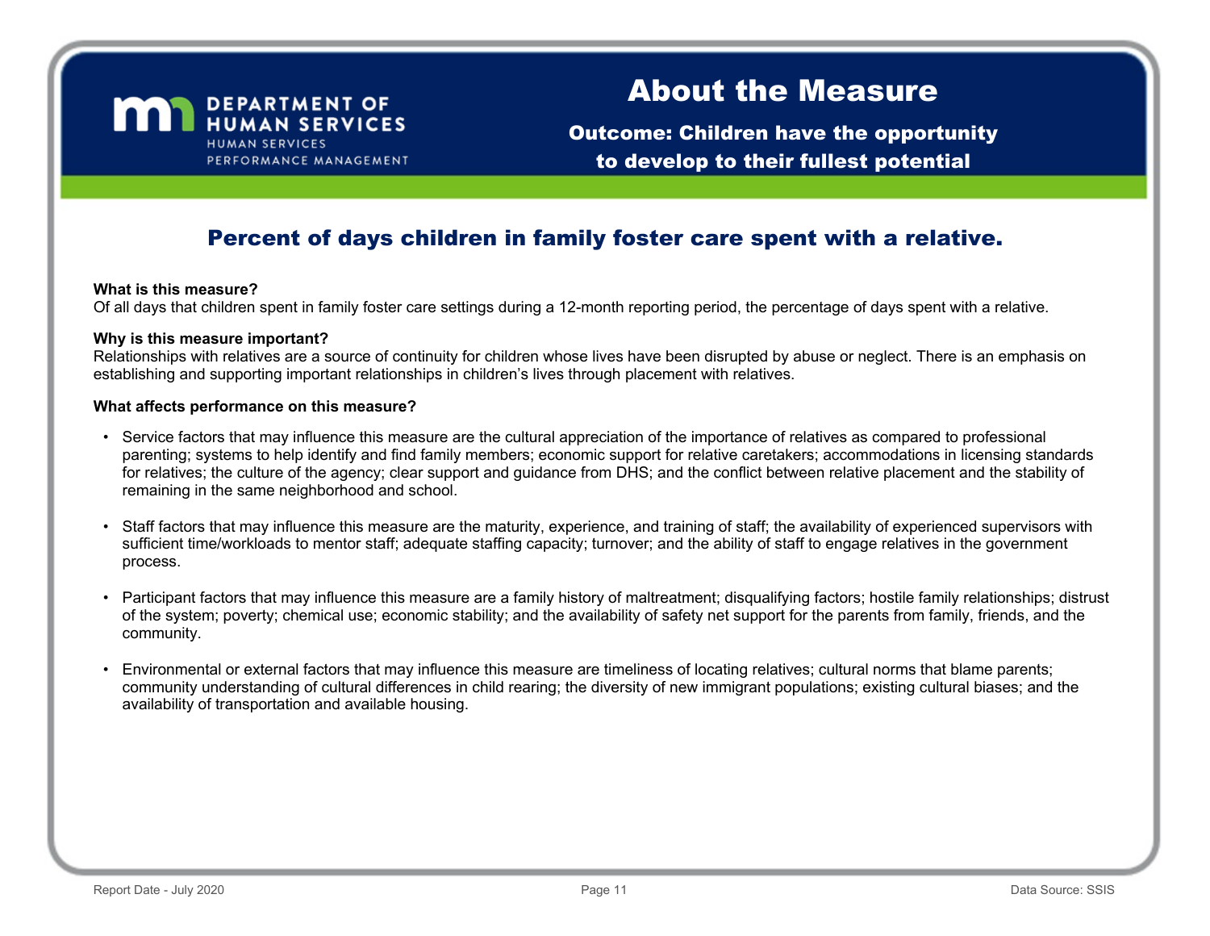DEPARTMENT OF HUMAN SERVICES
HUMAN SERVICES PERFORMANCE MANAGEMENT

# About the Measure

**Outcome: Children have the opportunity to develop to their fullest potential**

## Percent of days children in family foster care spent with a relative.

**What is this measure?**
Of all days that children spent in family foster care settings during a 12-month reporting period, the percentage of days spent with a relative.

**Why is this measure important?**
Relationships with relatives are a source of continuity for children whose lives have been disrupted by abuse or neglect. There is an emphasis on establishing and supporting important relationships in children's lives through placement with relatives.

**What affects performance on this measure?**

- Service factors that may influence this measure are the cultural appreciation of the importance of relatives as compared to professional parenting; systems to help identify and find family members; economic support for relative caretakers; accommodations in licensing standards for relatives; the culture of the agency; clear support and guidance from DHS; and the conflict between relative placement and the stability of remaining in the same neighborhood and school.

- Staff factors that may influence this measure are the maturity, experience, and training of staff; the availability of experienced supervisors with sufficient time/workloads to mentor staff; adequate staffing capacity; turnover; and the ability of staff to engage relatives in the government process.

- Participant factors that may influence this measure are a family history of maltreatment; disqualifying factors; hostile family relationships; distrust of the system; poverty; chemical use; economic stability; and the availability of safety net support for the parents from family, friends, and the community.

- Environmental or external factors that may influence this measure are timeliness of locating relatives; cultural norms that blame parents; community understanding of cultural differences in child rearing; the diversity of new immigrant populations; existing cultural biases; and the availability of transportation and available housing.

Report Date - July 2020

Data Source: SSIS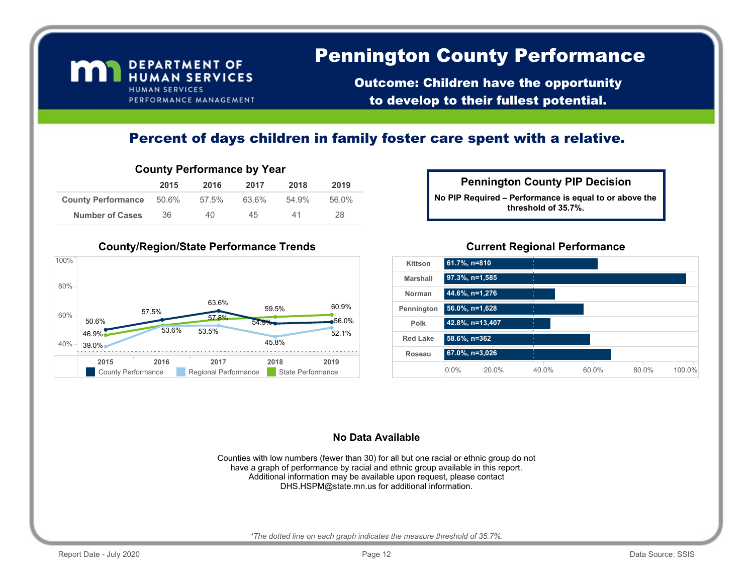DEPARTMENT OF HUMAN SERVICES
HUMAN SERVICES PERFORMANCE MANAGEMENT

# Pennington County Performance

**Outcome: Children have the opportunity to develop to their fullest potential.**

## Percent of days children in family foster care spent with a relative.

### County Performance by Year

| | 2015 | 2016 | 2017 | 2018 | 2019 |
|---|---|---|---|---|---|
| County Performance | 50.6% | 57.5% | 63.6% | 54.9% | 56.0% |
| Number of Cases | 36 | 40 | 45 | 41 | 28 |

### Pennington County PIP Decision

**No PIP Required – Performance is equal to or above the threshold of 35.7%.**

### County/Region/State Performance Trends

| | 2015 | 2016 | 2017 | 2018 | 2019 |
|---|---|---|---|---|---|
| County Performance | 50.6% | 57.5% | 63.6% | 54.9% | 56.0% |
| Regional Performance | 39.0% | 53.6% | 53.5% | 45.8% | 52.1% |
| State Performance | 46.9% | | 57.8% | 59.5% | 60.9% |

### Current Regional Performance

| County | Performance |
|---|---|
| Kittson | 61.7%, n=810 |
| Marshall | 97.3%, n=1,585 |
| Norman | 44.6%, n=1,276 |
| Pennington | 56.0%, n=1,628 |
| Polk | 42.8%, n=13,407 |
| Red Lake | 58.6%, n=362 |
| Roseau | 67.0%, n=3,026 |

### No Data Available

Counties with low numbers (fewer than 30) for all but one racial or ethnic group do not have a graph of performance by racial and ethnic group available in this report. Additional information may be available upon request, please contact DHS.HSPM@state.mn.us for additional information.

*\*The dotted line on each graph indicates the measure threshold of 35.7%.*

Report Date - July 2020 | Data Source: SSIS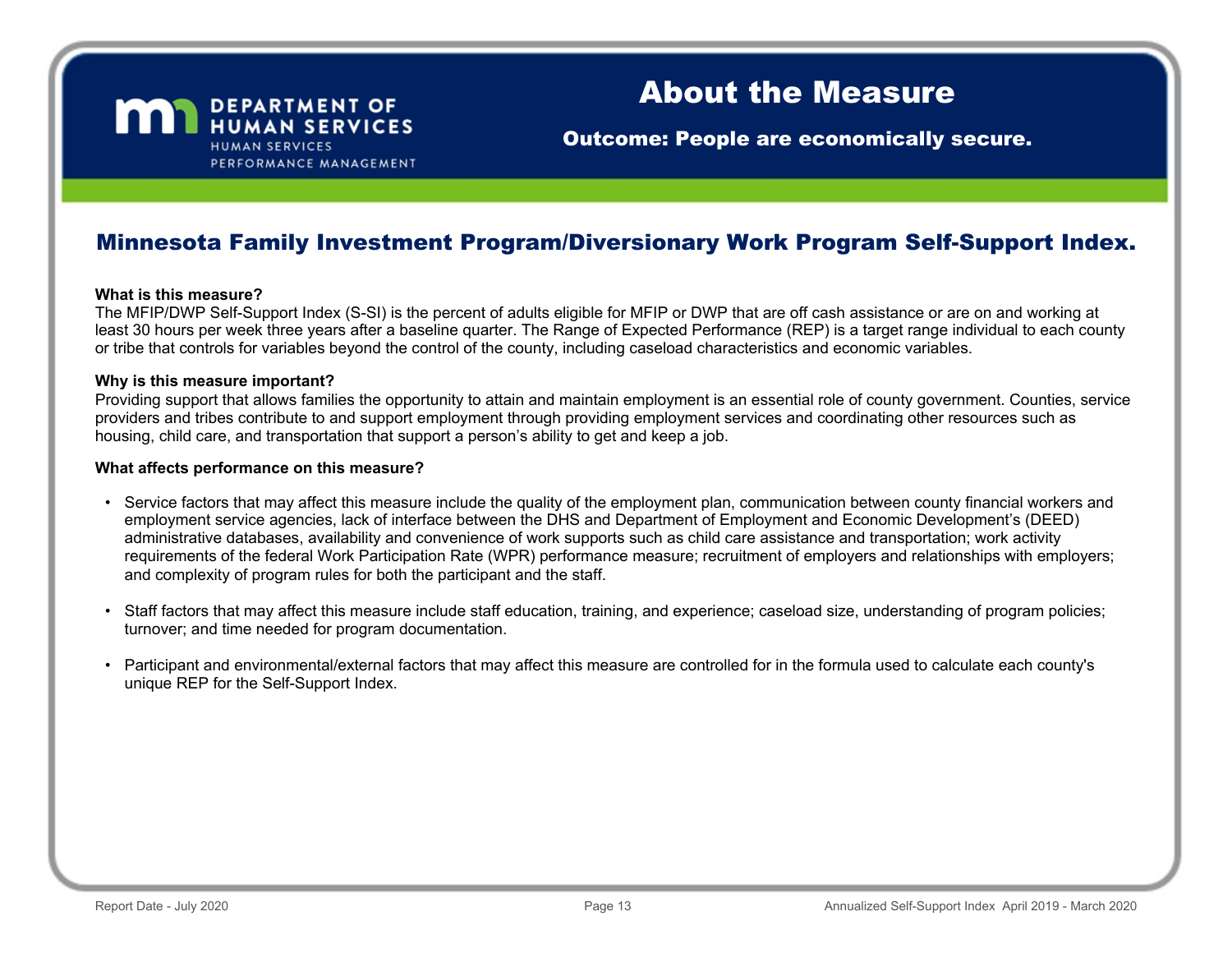DEPARTMENT OF HUMAN SERVICES
HUMAN SERVICES PERFORMANCE MANAGEMENT

# About the Measure

**Outcome: People are economically secure.**

## Minnesota Family Investment Program/Diversionary Work Program Self-Support Index.

**What is this measure?**
The MFIP/DWP Self-Support Index (S-SI) is the percent of adults eligible for MFIP or DWP that are off cash assistance or are on and working at least 30 hours per week three years after a baseline quarter. The Range of Expected Performance (REP) is a target range individual to each county or tribe that controls for variables beyond the control of the county, including caseload characteristics and economic variables.

**Why is this measure important?**
Providing support that allows families the opportunity to attain and maintain employment is an essential role of county government. Counties, service providers and tribes contribute to and support employment through providing employment services and coordinating other resources such as housing, child care, and transportation that support a person's ability to get and keep a job.

**What affects performance on this measure?**

- Service factors that may affect this measure include the quality of the employment plan, communication between county financial workers and employment service agencies, lack of interface between the DHS and Department of Employment and Economic Development's (DEED) administrative databases, availability and convenience of work supports such as child care assistance and transportation; work activity requirements of the federal Work Participation Rate (WPR) performance measure; recruitment of employers and relationships with employers; and complexity of program rules for both the participant and the staff.

- Staff factors that may affect this measure include staff education, training, and experience; caseload size, understanding of program policies; turnover; and time needed for program documentation.

- Participant and environmental/external factors that may affect this measure are controlled for in the formula used to calculate each county's unique REP for the Self-Support Index.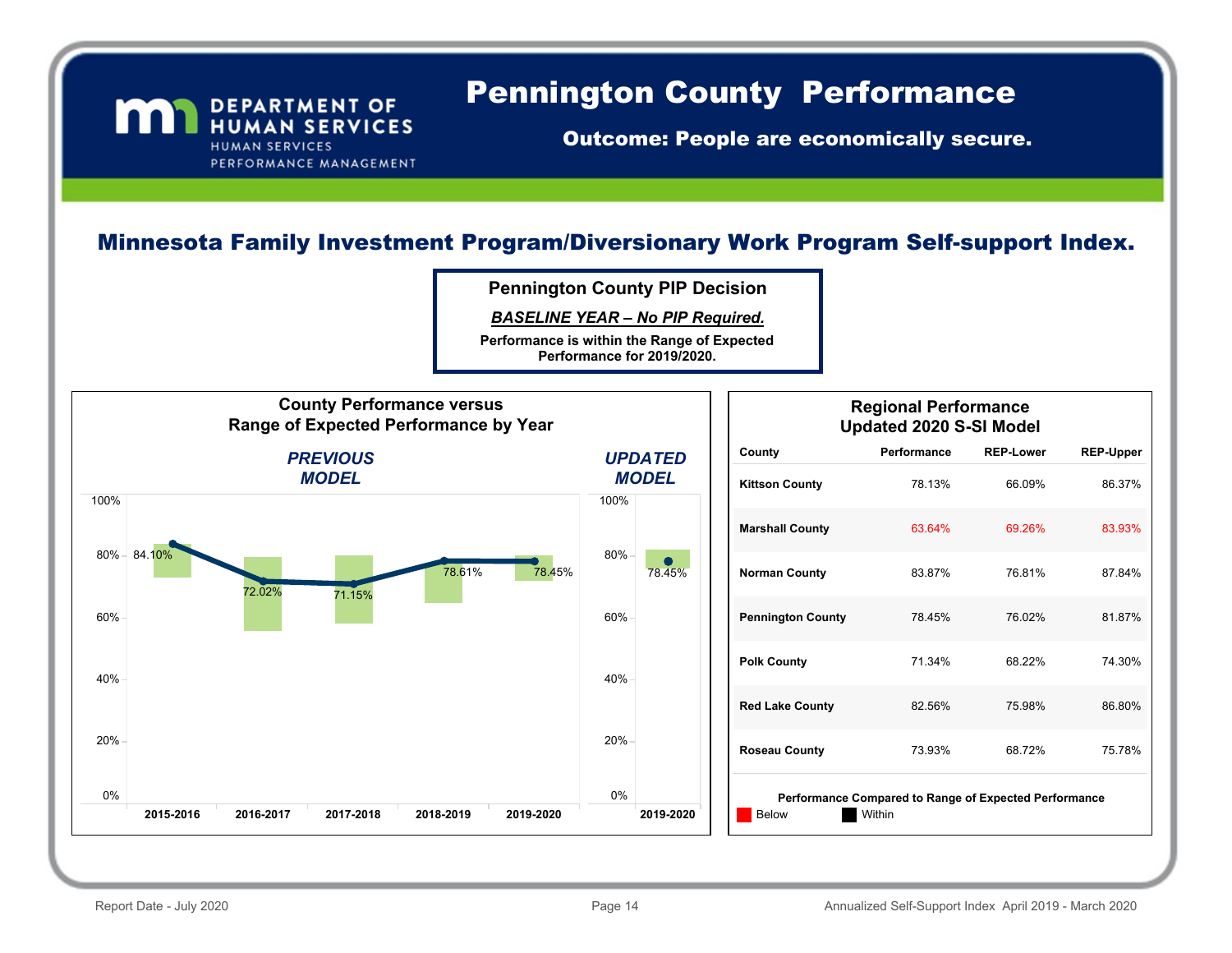DEPARTMENT OF HUMAN SERVICES
HUMAN SERVICES PERFORMANCE MANAGEMENT

# Pennington County Performance

**Outcome: People are economically secure.**

## Minnesota Family Investment Program/Diversionary Work Program Self-support Index.

**Pennington County PIP Decision**

***BASELINE YEAR – No PIP Required.***

**Performance is within the Range of Expected Performance for 2019/2020.**

**County Performance versus Range of Expected Performance by Year**

*PREVIOUS MODEL*

*UPDATED MODEL*

100%
80%
60%
40%
20%
0%

84.10%
72.02%
71.15%
78.61%
78.45%
78.45%

2015-2016
2016-2017
2017-2018
2018-2019
2019-2020
2019-2020

**Regional Performance Updated 2020 S-SI Model**

| County | Performance | REP-Lower | REP-Upper |
|---|---|---|---|
| Kittson County | 78.13% | 66.09% | 86.37% |
| Marshall County | 63.64% | 69.26% | 83.93% |
| Norman County | 83.87% | 76.81% | 87.84% |
| Pennington County | 78.45% | 76.02% | 81.87% |
| Polk County | 71.34% | 68.22% | 74.30% |
| Red Lake County | 82.56% | 75.98% | 86.80% |
| Roseau County | 73.93% | 68.72% | 75.78% |

**Performance Compared to Range of Expected Performance**

Below    Within

Report Date - July 2020

Annualized Self-Support Index April 2019 - March 2020